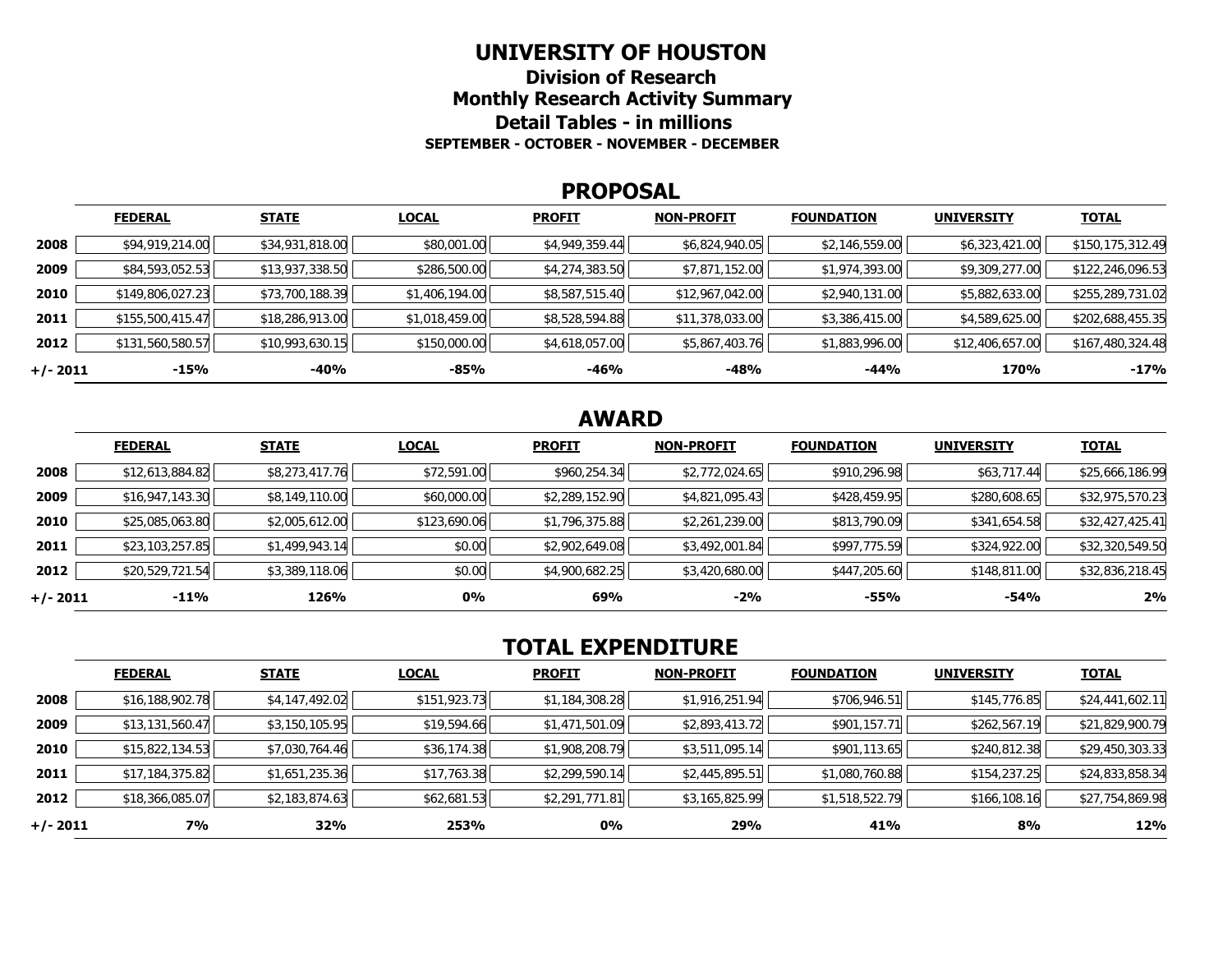# UNIVERSITY OF HOUSTON

## Division of Research

## Monthly Research Activity Summary

## Detail Tables - in millions

**SEPTEMBER - OCTOBER - NOVEMBER - DECEMBER**

## PROPOSAL

| | FEDERAL | STATE | LOCAL | PROFIT | NON-PROFIT | FOUNDATION | UNIVERSITY | TOTAL |
|---|---|---|---|---|---|---|---|---|
| **2008** | $94,919,214.00 | $34,931,818.00 | $80,001.00 | $4,949,359.44 | $6,824,940.05 | $2,146,559.00 | $6,323,421.00 | $150,175,312.49 |
| **2009** | $84,593,052.53 | $13,937,338.50 | $286,500.00 | $4,274,383.50 | $7,871,152.00 | $1,974,393.00 | $9,309,277.00 | $122,246,096.53 |
| **2010** | $149,806,027.23 | $73,700,188.39 | $1,406,194.00 | $8,587,515.40 | $12,967,042.00 | $2,940,131.00 | $5,882,633.00 | $255,289,731.02 |
| **2011** | $155,500,415.47 | $18,286,913.00 | $1,018,459.00 | $8,528,594.88 | $11,378,033.00 | $3,386,415.00 | $4,589,625.00 | $202,688,455.35 |
| **2012** | $131,560,580.57 | $10,993,630.15 | $150,000.00 | $4,618,057.00 | $5,867,403.76 | $1,883,996.00 | $12,406,657.00 | $167,480,324.48 |
| **+/- 2011** | **-15%** | **-40%** | **-85%** | **-46%** | **-48%** | **-44%** | **170%** | **-17%** |

## AWARD

| | FEDERAL | STATE | LOCAL | PROFIT | NON-PROFIT | FOUNDATION | UNIVERSITY | TOTAL |
|---|---|---|---|---|---|---|---|---|
| **2008** | $12,613,884.82 | $8,273,417.76 | $72,591.00 | $960,254.34 | $2,772,024.65 | $910,296.98 | $63,717.44 | $25,666,186.99 |
| **2009** | $16,947,143.30 | $8,149,110.00 | $60,000.00 | $2,289,152.90 | $4,821,095.43 | $428,459.95 | $280,608.65 | $32,975,570.23 |
| **2010** | $25,085,063.80 | $2,005,612.00 | $123,690.06 | $1,796,375.88 | $2,261,239.00 | $813,790.09 | $341,654.58 | $32,427,425.41 |
| **2011** | $23,103,257.85 | $1,499,943.14 | $0.00 | $2,902,649.08 | $3,492,001.84 | $997,775.59 | $324,922.00 | $32,320,549.50 |
| **2012** | $20,529,721.54 | $3,389,118.06 | $0.00 | $4,900,682.25 | $3,420,680.00 | $447,205.60 | $148,811.00 | $32,836,218.45 |
| **+/- 2011** | **-11%** | **126%** | **0%** | **69%** | **-2%** | **-55%** | **-54%** | **2%** |

## TOTAL EXPENDITURE

| | FEDERAL | STATE | LOCAL | PROFIT | NON-PROFIT | FOUNDATION | UNIVERSITY | TOTAL |
|---|---|---|---|---|---|---|---|---|
| **2008** | $16,188,902.78 | $4,147,492.02 | $151,923.73 | $1,184,308.28 | $1,916,251.94 | $706,946.51 | $145,776.85 | $24,441,602.11 |
| **2009** | $13,131,560.47 | $3,150,105.95 | $19,594.66 | $1,471,501.09 | $2,893,413.72 | $901,157.71 | $262,567.19 | $21,829,900.79 |
| **2010** | $15,822,134.53 | $7,030,764.46 | $36,174.38 | $1,908,208.79 | $3,511,095.14 | $901,113.65 | $240,812.38 | $29,450,303.33 |
| **2011** | $17,184,375.82 | $1,651,235.36 | $17,763.38 | $2,299,590.14 | $2,445,895.51 | $1,080,760.88 | $154,237.25 | $24,833,858.34 |
| **2012** | $18,366,085.07 | $2,183,874.63 | $62,681.53 | $2,291,771.81 | $3,165,825.99 | $1,518,522.79 | $166,108.16 | $27,754,869.98 |
| **+/- 2011** | **7%** | **32%** | **253%** | **0%** | **29%** | **41%** | **8%** | **12%** |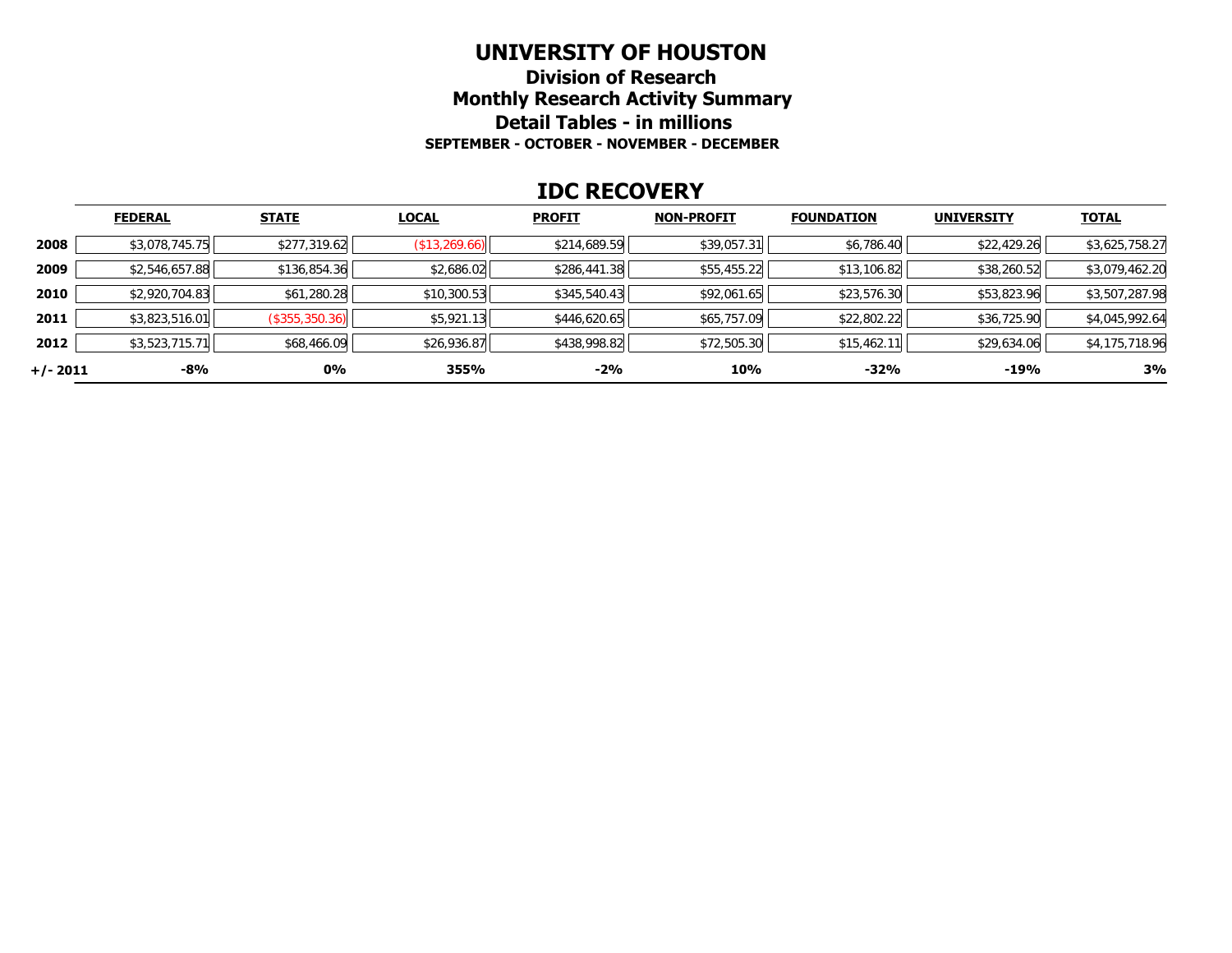# UNIVERSITY OF HOUSTON

## Division of Research

## Monthly Research Activity Summary

## Detail Tables - in millions

**SEPTEMBER - OCTOBER - NOVEMBER - DECEMBER**

## IDC RECOVERY

| | FEDERAL | STATE | LOCAL | PROFIT | NON-PROFIT | FOUNDATION | UNIVERSITY | TOTAL |
|---|---|---|---|---|---|---|---|---|
| **2008** | $3,078,745.75 | $277,319.62 | ($13,269.66) | $214,689.59 | $39,057.31 | $6,786.40 | $22,429.26 | $3,625,758.27 |
| **2009** | $2,546,657.88 | $136,854.36 | $2,686.02 | $286,441.38 | $55,455.22 | $13,106.82 | $38,260.52 | $3,079,462.20 |
| **2010** | $2,920,704.83 | $61,280.28 | $10,300.53 | $345,540.43 | $92,061.65 | $23,576.30 | $53,823.96 | $3,507,287.98 |
| **2011** | $3,823,516.01 | ($355,350.36) | $5,921.13 | $446,620.65 | $65,757.09 | $22,802.22 | $36,725.90 | $4,045,992.64 |
| **2012** | $3,523,715.71 | $68,466.09 | $26,936.87 | $438,998.82 | $72,505.30 | $15,462.11 | $29,634.06 | $4,175,718.96 |
| **+/- 2011** | **-8%** | **0%** | **355%** | **-2%** | **10%** | **-32%** | **-19%** | **3%** |